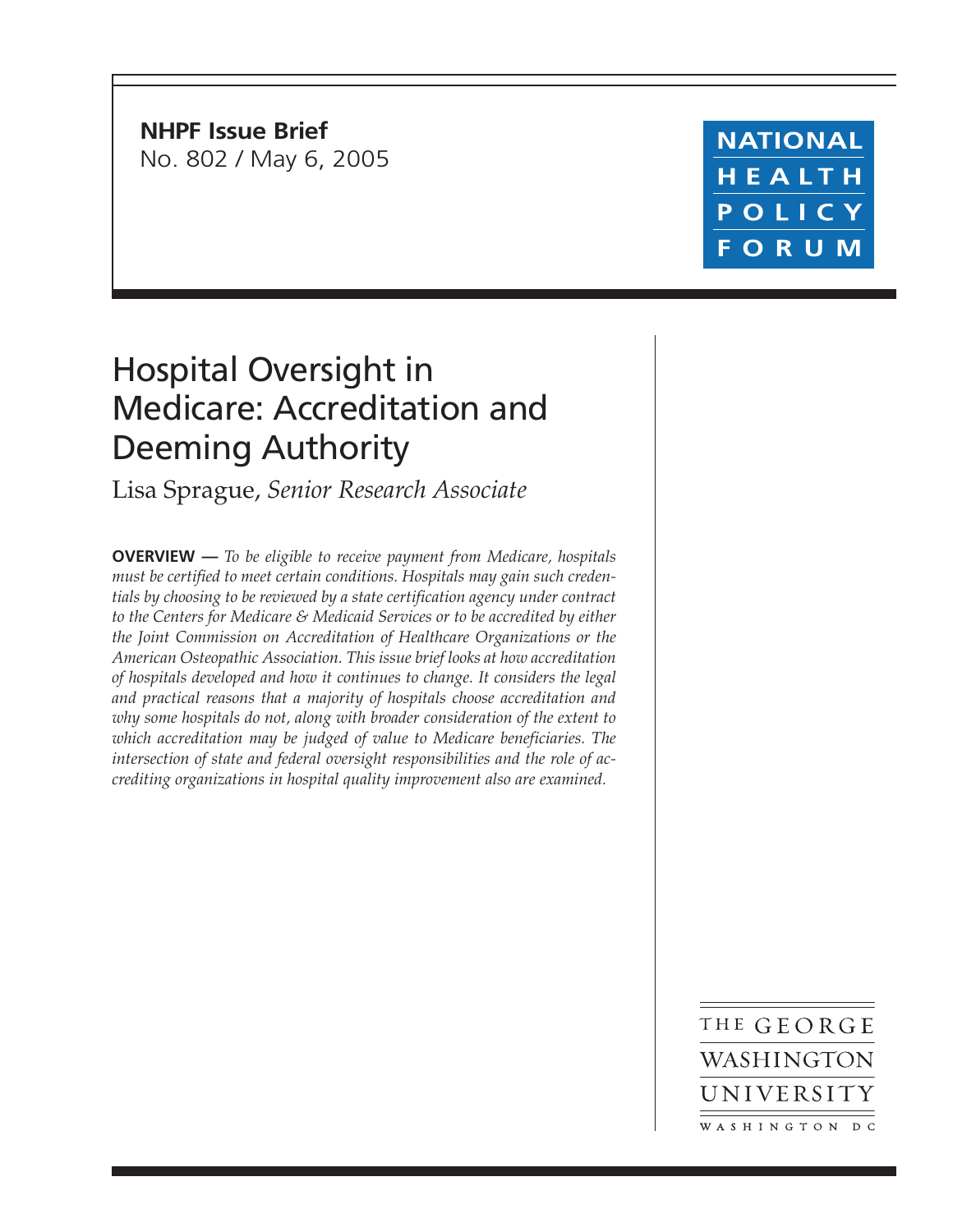**NHPF Issue Brief**
No. 802 / May 6, 2005

NATIONAL HEALTH POLICY FORUM

# Hospital Oversight in Medicare: Accreditation and Deeming Authority

Lisa Sprague, *Senior Research Associate*

**OVERVIEW —** *To be eligible to receive payment from Medicare, hospitals must be certified to meet certain conditions. Hospitals may gain such credentials by choosing to be reviewed by a state certification agency under contract to the Centers for Medicare & Medicaid Services or to be accredited by either the Joint Commission on Accreditation of Healthcare Organizations or the American Osteopathic Association. This issue brief looks at how accreditation of hospitals developed and how it continues to change. It considers the legal and practical reasons that a majority of hospitals choose accreditation and why some hospitals do not, along with broader consideration of the extent to which accreditation may be judged of value to Medicare beneficiaries. The intersection of state and federal oversight responsibilities and the role of accrediting organizations in hospital quality improvement also are examined.*

THE GEORGE WASHINGTON UNIVERSITY
WASHINGTON DC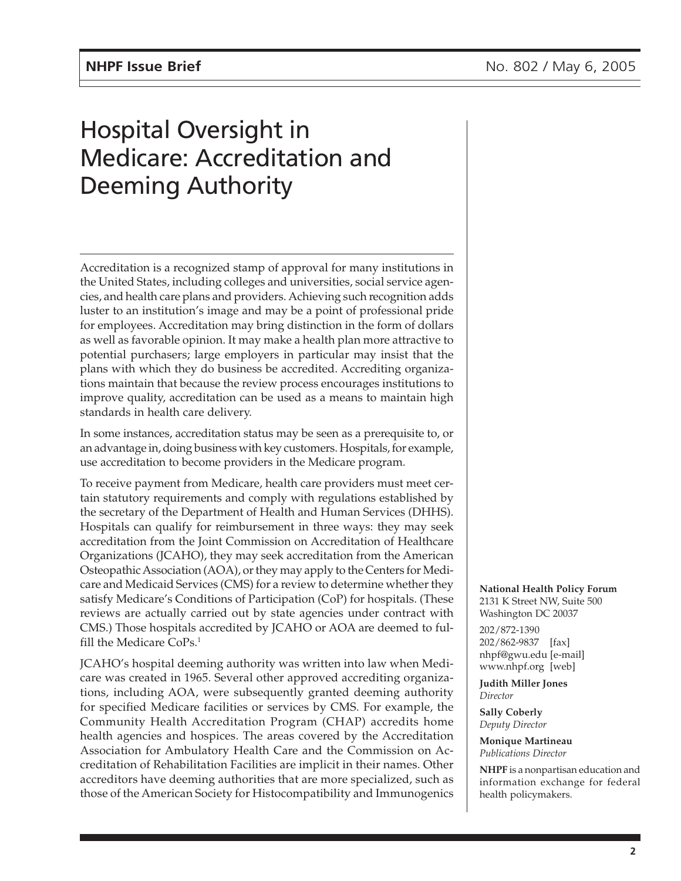# Hospital Oversight in Medicare: Accreditation and Deeming Authority

Accreditation is a recognized stamp of approval for many institutions in the United States, including colleges and universities, social service agencies, and health care plans and providers. Achieving such recognition adds luster to an institution's image and may be a point of professional pride for employees. Accreditation may bring distinction in the form of dollars as well as favorable opinion. It may make a health plan more attractive to potential purchasers; large employers in particular may insist that the plans with which they do business be accredited. Accrediting organizations maintain that because the review process encourages institutions to improve quality, accreditation can be used as a means to maintain high standards in health care delivery.

In some instances, accreditation status may be seen as a prerequisite to, or an advantage in, doing business with key customers. Hospitals, for example, use accreditation to become providers in the Medicare program.

To receive payment from Medicare, health care providers must meet certain statutory requirements and comply with regulations established by the secretary of the Department of Health and Human Services (DHHS). Hospitals can qualify for reimbursement in three ways: they may seek accreditation from the Joint Commission on Accreditation of Healthcare Organizations (JCAHO), they may seek accreditation from the American Osteopathic Association (AOA), or they may apply to the Centers for Medicare and Medicaid Services (CMS) for a review to determine whether they satisfy Medicare's Conditions of Participation (CoP) for hospitals. (These reviews are actually carried out by state agencies under contract with CMS.) Those hospitals accredited by JCAHO or AOA are deemed to fulfill the Medicare CoPs.[1]

JCAHO's hospital deeming authority was written into law when Medicare was created in 1965. Several other approved accrediting organizations, including AOA, were subsequently granted deeming authority for specified Medicare facilities or services by CMS. For example, the Community Health Accreditation Program (CHAP) accredits home health agencies and hospices. The areas covered by the Accreditation Association for Ambulatory Health Care and the Commission on Accreditation of Rehabilitation Facilities are implicit in their names. Other accreditors have deeming authorities that are more specialized, such as those of the American Society for Histocompatibility and Immunogenics

**National Health Policy Forum**
2131 K Street NW, Suite 500
Washington DC 20037

202/872-1390
202/862-9837 [fax]
nhpf@gwu.edu [e-mail]
www.nhpf.org [web]

**Judith Miller Jones**
*Director*

**Sally Coberly**
*Deputy Director*

**Monique Martineau**
*Publications Director*

**NHPF** is a nonpartisan education and information exchange for federal health policymakers.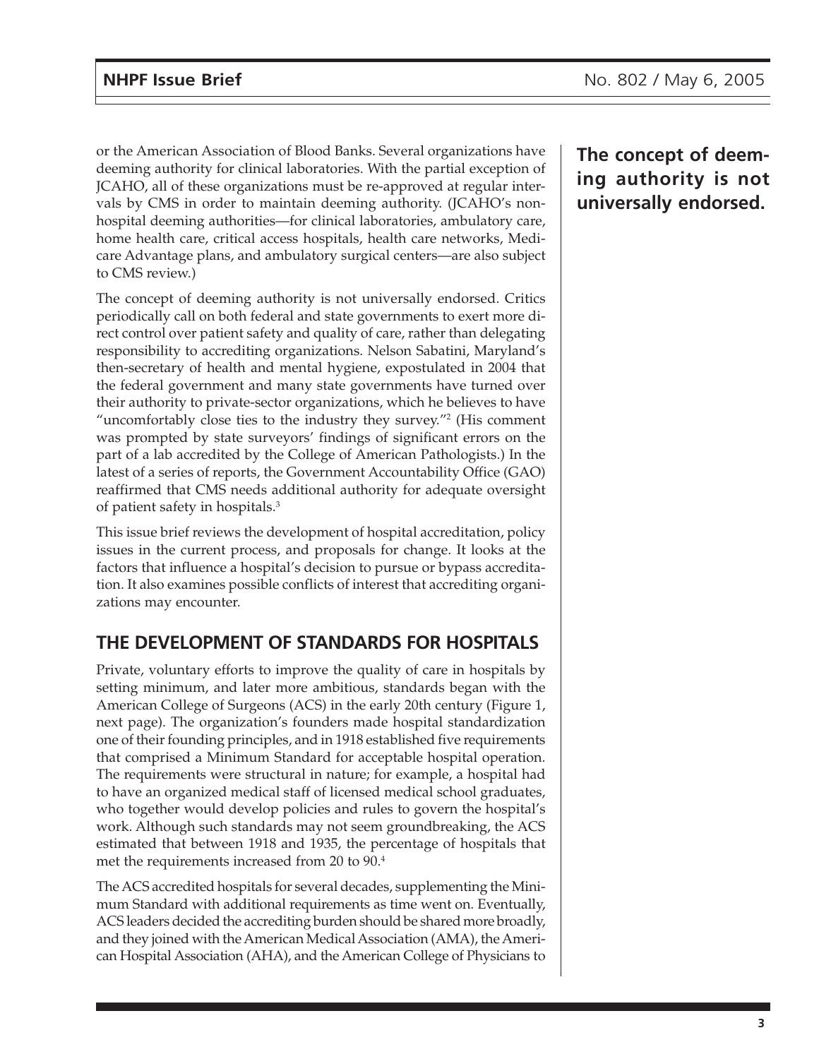or the American Association of Blood Banks. Several organizations have deeming authority for clinical laboratories. With the partial exception of JCAHO, all of these organizations must be re-approved at regular intervals by CMS in order to maintain deeming authority. (JCAHO's nonhospital deeming authorities—for clinical laboratories, ambulatory care, home health care, critical access hospitals, health care networks, Medicare Advantage plans, and ambulatory surgical centers—are also subject to CMS review.)

**The concept of deeming authority is not universally endorsed.**

The concept of deeming authority is not universally endorsed. Critics periodically call on both federal and state governments to exert more direct control over patient safety and quality of care, rather than delegating responsibility to accrediting organizations. Nelson Sabatini, Maryland's then-secretary of health and mental hygiene, expostulated in 2004 that the federal government and many state governments have turned over their authority to private-sector organizations, which he believes to have "uncomfortably close ties to the industry they survey."[2] (His comment was prompted by state surveyors' findings of significant errors on the part of a lab accredited by the College of American Pathologists.) In the latest of a series of reports, the Government Accountability Office (GAO) reaffirmed that CMS needs additional authority for adequate oversight of patient safety in hospitals.[3]

This issue brief reviews the development of hospital accreditation, policy issues in the current process, and proposals for change. It looks at the factors that influence a hospital's decision to pursue or bypass accreditation. It also examines possible conflicts of interest that accrediting organizations may encounter.

## THE DEVELOPMENT OF STANDARDS FOR HOSPITALS

Private, voluntary efforts to improve the quality of care in hospitals by setting minimum, and later more ambitious, standards began with the American College of Surgeons (ACS) in the early 20th century (Figure 1, next page). The organization's founders made hospital standardization one of their founding principles, and in 1918 established five requirements that comprised a Minimum Standard for acceptable hospital operation. The requirements were structural in nature; for example, a hospital had to have an organized medical staff of licensed medical school graduates, who together would develop policies and rules to govern the hospital's work. Although such standards may not seem groundbreaking, the ACS estimated that between 1918 and 1935, the percentage of hospitals that met the requirements increased from 20 to 90.[4]

The ACS accredited hospitals for several decades, supplementing the Minimum Standard with additional requirements as time went on. Eventually, ACS leaders decided the accrediting burden should be shared more broadly, and they joined with the American Medical Association (AMA), the American Hospital Association (AHA), and the American College of Physicians to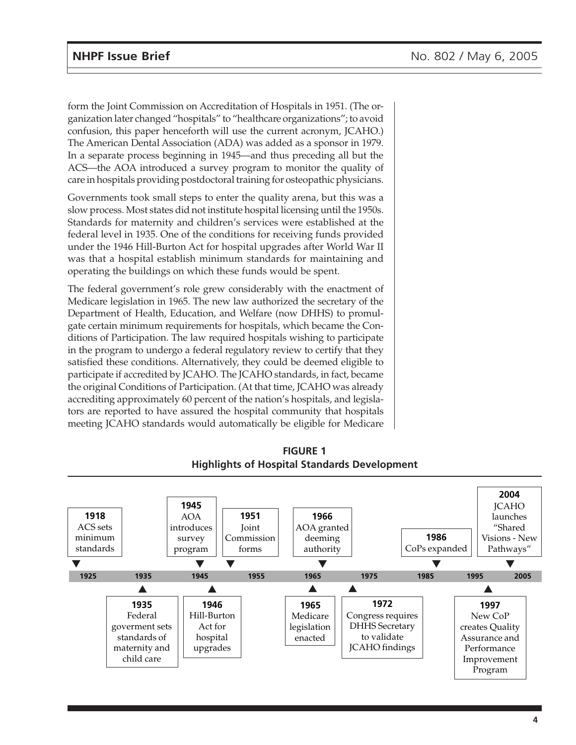form the Joint Commission on Accreditation of Hospitals in 1951. (The organization later changed "hospitals" to "healthcare organizations"; to avoid confusion, this paper henceforth will use the current acronym, JCAHO.) The American Dental Association (ADA) was added as a sponsor in 1979. In a separate process beginning in 1945—and thus preceding all but the ACS—the AOA introduced a survey program to monitor the quality of care in hospitals providing postdoctoral training for osteopathic physicians.

Governments took small steps to enter the quality arena, but this was a slow process. Most states did not institute hospital licensing until the 1950s. Standards for maternity and children's services were established at the federal level in 1935. One of the conditions for receiving funds provided under the 1946 Hill-Burton Act for hospital upgrades after World War II was that a hospital establish minimum standards for maintaining and operating the buildings on which these funds would be spent.

The federal government's role grew considerably with the enactment of Medicare legislation in 1965. The new law authorized the secretary of the Department of Health, Education, and Welfare (now DHHS) to promulgate certain minimum requirements for hospitals, which became the Conditions of Participation. The law required hospitals wishing to participate in the program to undergo a federal regulatory review to certify that they satisfied these conditions. Alternatively, they could be deemed eligible to participate if accredited by JCAHO. The JCAHO standards, in fact, became the original Conditions of Participation. (At that time, JCAHO was already accrediting approximately 60 percent of the nation's hospitals, and legislators are reported to have assured the hospital community that hospitals meeting JCAHO standards would automatically be eligible for Medicare

**FIGURE 1**
**Highlights of Hospital Standards Development**

- **1918** ACS sets minimum standards
- **1935** Federal goverment sets standards of maternity and child care
- **1945** AOA introduces survey program
- **1946** Hill-Burton Act for hospital upgrades
- **1951** Joint Commission forms
- **1965** Medicare legislation enacted
- **1966** AOA granted deeming authority
- **1972** Congress requires DHHS Secretary to validate JCAHO findings
- **1986** CoPs expanded
- **1997** New CoP creates Quality Assurance and Performance Improvement Program
- **2004** JCAHO launches "Shared Visions - New Pathways"

Timeline axis: 1925 | 1935 | 1945 | 1955 | 1965 | 1975 | 1985 | 1995 | 2005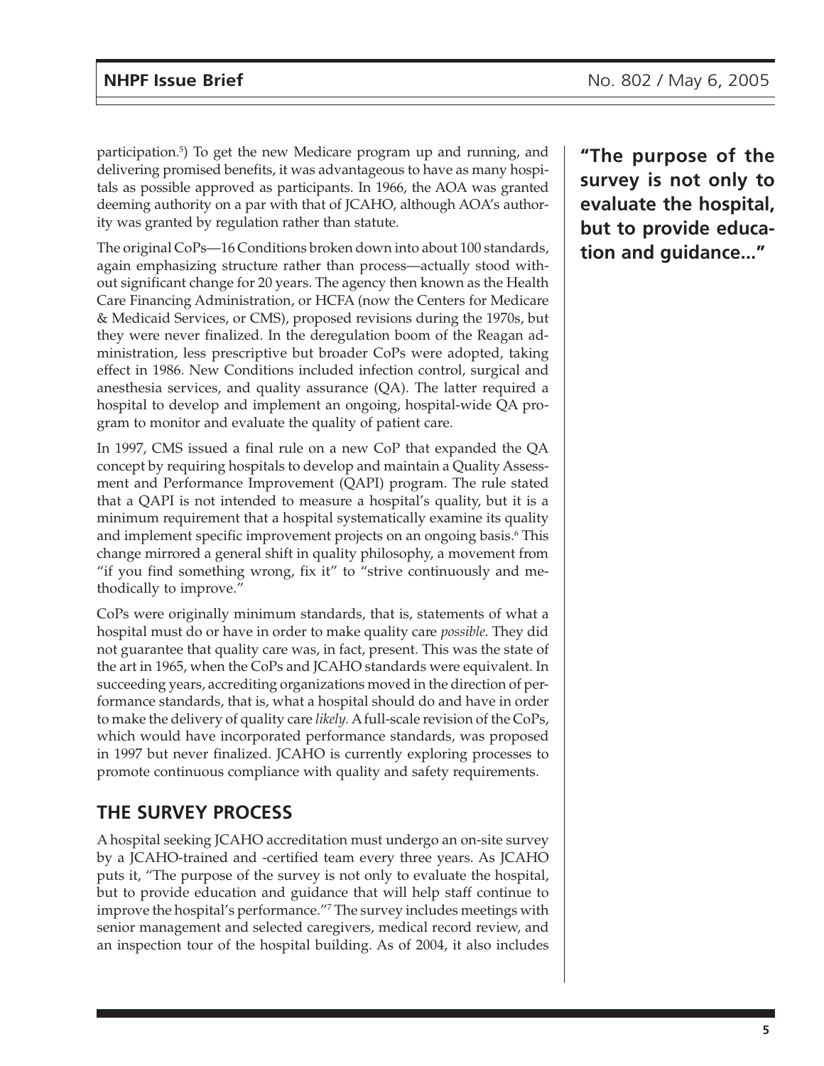participation.[5]) To get the new Medicare program up and running, and delivering promised benefits, it was advantageous to have as many hospitals as possible approved as participants. In 1966, the AOA was granted deeming authority on a par with that of JCAHO, although AOA's authority was granted by regulation rather than statute.

The original CoPs—16 Conditions broken down into about 100 standards, again emphasizing structure rather than process—actually stood without significant change for 20 years. The agency then known as the Health Care Financing Administration, or HCFA (now the Centers for Medicare & Medicaid Services, or CMS), proposed revisions during the 1970s, but they were never finalized. In the deregulation boom of the Reagan administration, less prescriptive but broader CoPs were adopted, taking effect in 1986. New Conditions included infection control, surgical and anesthesia services, and quality assurance (QA). The latter required a hospital to develop and implement an ongoing, hospital-wide QA program to monitor and evaluate the quality of patient care.

In 1997, CMS issued a final rule on a new CoP that expanded the QA concept by requiring hospitals to develop and maintain a Quality Assessment and Performance Improvement (QAPI) program. The rule stated that a QAPI is not intended to measure a hospital's quality, but it is a minimum requirement that a hospital systematically examine its quality and implement specific improvement projects on an ongoing basis.[6] This change mirrored a general shift in quality philosophy, a movement from "if you find something wrong, fix it" to "strive continuously and methodically to improve."

CoPs were originally minimum standards, that is, statements of what a hospital must do or have in order to make quality care *possible*. They did not guarantee that quality care was, in fact, present. This was the state of the art in 1965, when the CoPs and JCAHO standards were equivalent. In succeeding years, accrediting organizations moved in the direction of performance standards, that is, what a hospital should do and have in order to make the delivery of quality care *likely*. A full-scale revision of the CoPs, which would have incorporated performance standards, was proposed in 1997 but never finalized. JCAHO is currently exploring processes to promote continuous compliance with quality and safety requirements.

**"The purpose of the survey is not only to evaluate the hospital, but to provide education and guidance..."**

## THE SURVEY PROCESS

A hospital seeking JCAHO accreditation must undergo an on-site survey by a JCAHO-trained and -certified team every three years. As JCAHO puts it, "The purpose of the survey is not only to evaluate the hospital, but to provide education and guidance that will help staff continue to improve the hospital's performance."[7] The survey includes meetings with senior management and selected caregivers, medical record review, and an inspection tour of the hospital building. As of 2004, it also includes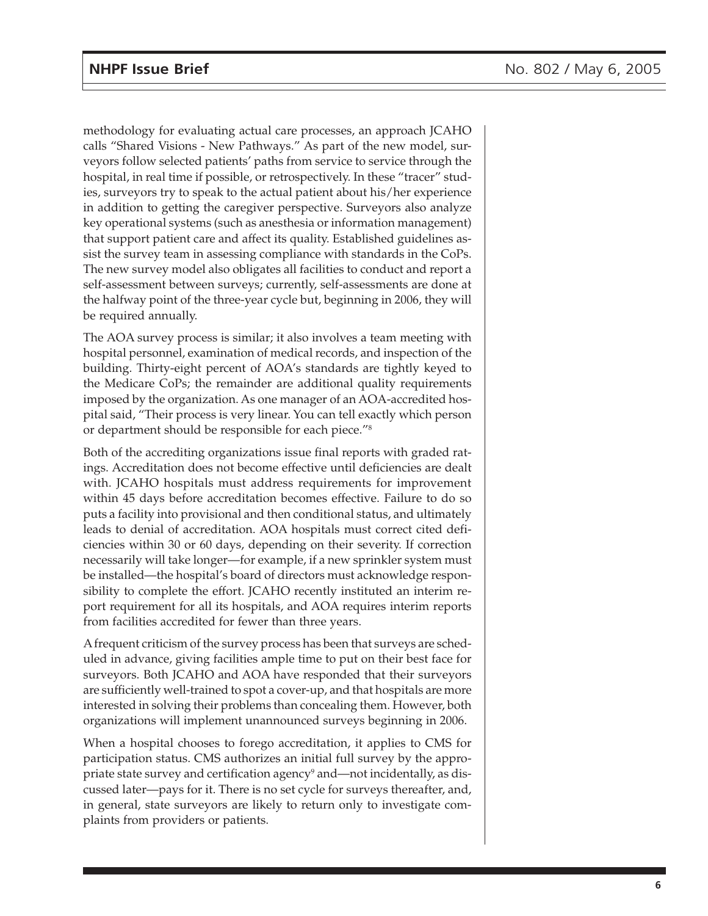methodology for evaluating actual care processes, an approach JCAHO calls "Shared Visions - New Pathways." As part of the new model, surveyors follow selected patients' paths from service to service through the hospital, in real time if possible, or retrospectively. In these "tracer" studies, surveyors try to speak to the actual patient about his/her experience in addition to getting the caregiver perspective. Surveyors also analyze key operational systems (such as anesthesia or information management) that support patient care and affect its quality. Established guidelines assist the survey team in assessing compliance with standards in the CoPs. The new survey model also obligates all facilities to conduct and report a self-assessment between surveys; currently, self-assessments are done at the halfway point of the three-year cycle but, beginning in 2006, they will be required annually.

The AOA survey process is similar; it also involves a team meeting with hospital personnel, examination of medical records, and inspection of the building. Thirty-eight percent of AOA's standards are tightly keyed to the Medicare CoPs; the remainder are additional quality requirements imposed by the organization. As one manager of an AOA-accredited hospital said, "Their process is very linear. You can tell exactly which person or department should be responsible for each piece."[8]

Both of the accrediting organizations issue final reports with graded ratings. Accreditation does not become effective until deficiencies are dealt with. JCAHO hospitals must address requirements for improvement within 45 days before accreditation becomes effective. Failure to do so puts a facility into provisional and then conditional status, and ultimately leads to denial of accreditation. AOA hospitals must correct cited deficiencies within 30 or 60 days, depending on their severity. If correction necessarily will take longer—for example, if a new sprinkler system must be installed—the hospital's board of directors must acknowledge responsibility to complete the effort. JCAHO recently instituted an interim report requirement for all its hospitals, and AOA requires interim reports from facilities accredited for fewer than three years.

A frequent criticism of the survey process has been that surveys are scheduled in advance, giving facilities ample time to put on their best face for surveyors. Both JCAHO and AOA have responded that their surveyors are sufficiently well-trained to spot a cover-up, and that hospitals are more interested in solving their problems than concealing them. However, both organizations will implement unannounced surveys beginning in 2006.

When a hospital chooses to forego accreditation, it applies to CMS for participation status. CMS authorizes an initial full survey by the appropriate state survey and certification agency[9] and—not incidentally, as discussed later—pays for it. There is no set cycle for surveys thereafter, and, in general, state surveyors are likely to return only to investigate complaints from providers or patients.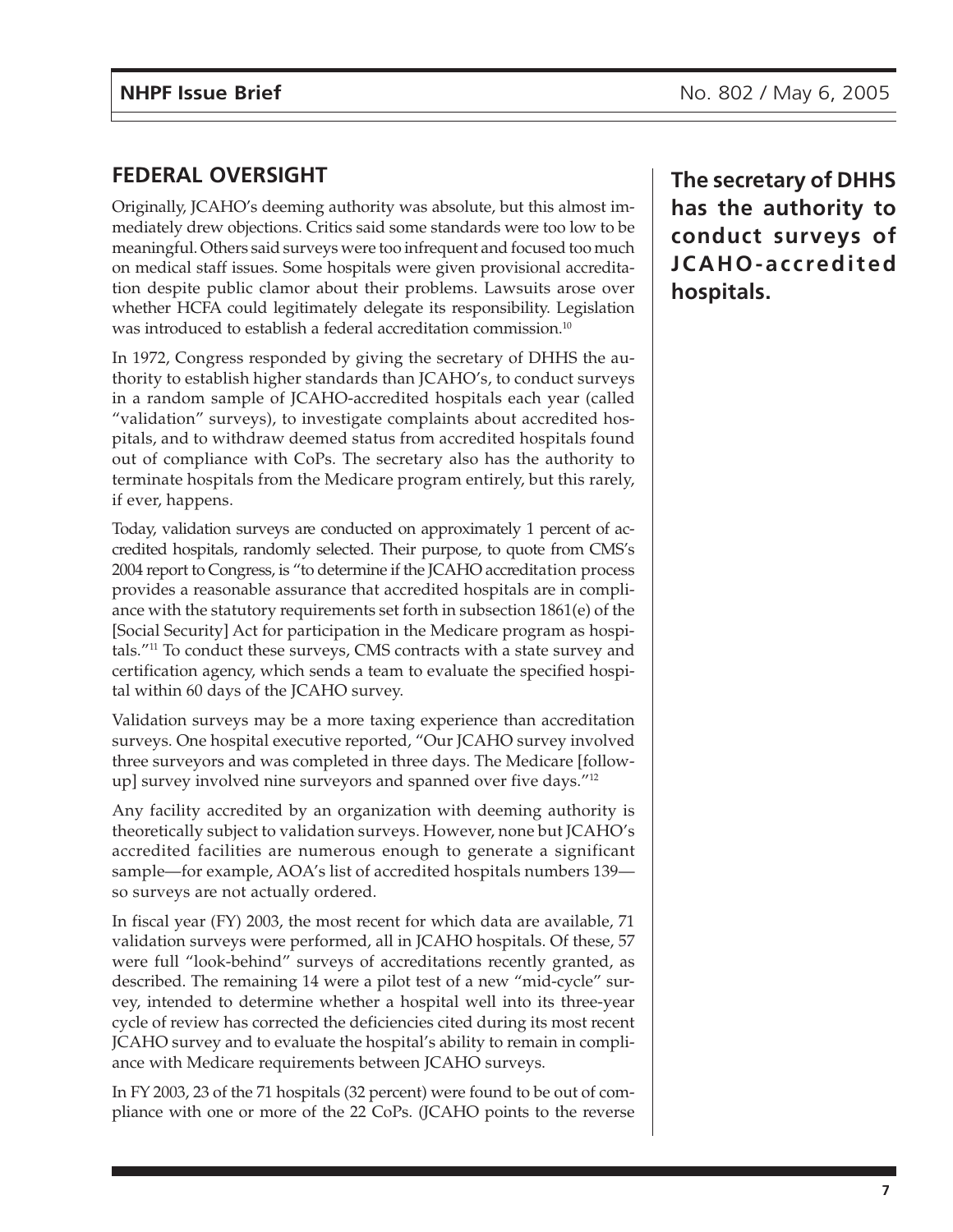## FEDERAL OVERSIGHT

Originally, JCAHO's deeming authority was absolute, but this almost immediately drew objections. Critics said some standards were too low to be meaningful. Others said surveys were too infrequent and focused too much on medical staff issues. Some hospitals were given provisional accreditation despite public clamor about their problems. Lawsuits arose over whether HCFA could legitimately delegate its responsibility. Legislation was introduced to establish a federal accreditation commission.[10]

**The secretary of DHHS has the authority to conduct surveys of JCAHO-accredited hospitals.**

In 1972, Congress responded by giving the secretary of DHHS the authority to establish higher standards than JCAHO's, to conduct surveys in a random sample of JCAHO-accredited hospitals each year (called "validation" surveys), to investigate complaints about accredited hospitals, and to withdraw deemed status from accredited hospitals found out of compliance with CoPs. The secretary also has the authority to terminate hospitals from the Medicare program entirely, but this rarely, if ever, happens.

Today, validation surveys are conducted on approximately 1 percent of accredited hospitals, randomly selected. Their purpose, to quote from CMS's 2004 report to Congress, is "to determine if the JCAHO accreditation process provides a reasonable assurance that accredited hospitals are in compliance with the statutory requirements set forth in subsection 1861(e) of the [Social Security] Act for participation in the Medicare program as hospitals."[11] To conduct these surveys, CMS contracts with a state survey and certification agency, which sends a team to evaluate the specified hospital within 60 days of the JCAHO survey.

Validation surveys may be a more taxing experience than accreditation surveys. One hospital executive reported, "Our JCAHO survey involved three surveyors and was completed in three days. The Medicare [follow-up] survey involved nine surveyors and spanned over five days."[12]

Any facility accredited by an organization with deeming authority is theoretically subject to validation surveys. However, none but JCAHO's accredited facilities are numerous enough to generate a significant sample—for example, AOA's list of accredited hospitals numbers 139—so surveys are not actually ordered.

In fiscal year (FY) 2003, the most recent for which data are available, 71 validation surveys were performed, all in JCAHO hospitals. Of these, 57 were full "look-behind" surveys of accreditations recently granted, as described. The remaining 14 were a pilot test of a new "mid-cycle" survey, intended to determine whether a hospital well into its three-year cycle of review has corrected the deficiencies cited during its most recent JCAHO survey and to evaluate the hospital's ability to remain in compliance with Medicare requirements between JCAHO surveys.

In FY 2003, 23 of the 71 hospitals (32 percent) were found to be out of compliance with one or more of the 22 CoPs. (JCAHO points to the reverse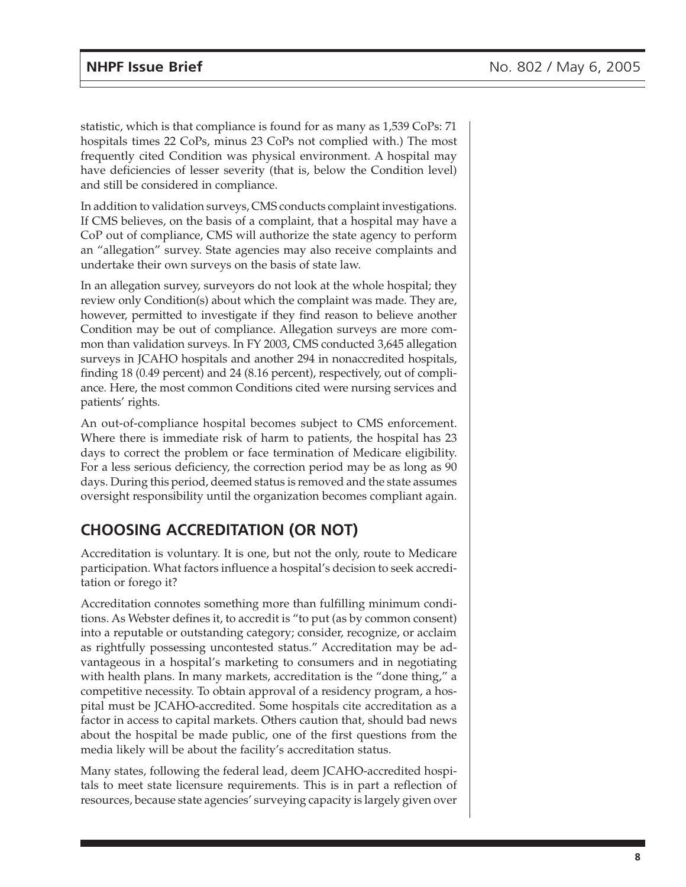statistic, which is that compliance is found for as many as 1,539 CoPs: 71 hospitals times 22 CoPs, minus 23 CoPs not complied with.) The most frequently cited Condition was physical environment. A hospital may have deficiencies of lesser severity (that is, below the Condition level) and still be considered in compliance.

In addition to validation surveys, CMS conducts complaint investigations. If CMS believes, on the basis of a complaint, that a hospital may have a CoP out of compliance, CMS will authorize the state agency to perform an "allegation" survey. State agencies may also receive complaints and undertake their own surveys on the basis of state law.

In an allegation survey, surveyors do not look at the whole hospital; they review only Condition(s) about which the complaint was made. They are, however, permitted to investigate if they find reason to believe another Condition may be out of compliance. Allegation surveys are more common than validation surveys. In FY 2003, CMS conducted 3,645 allegation surveys in JCAHO hospitals and another 294 in nonaccredited hospitals, finding 18 (0.49 percent) and 24 (8.16 percent), respectively, out of compliance. Here, the most common Conditions cited were nursing services and patients' rights.

An out-of-compliance hospital becomes subject to CMS enforcement. Where there is immediate risk of harm to patients, the hospital has 23 days to correct the problem or face termination of Medicare eligibility. For a less serious deficiency, the correction period may be as long as 90 days. During this period, deemed status is removed and the state assumes oversight responsibility until the organization becomes compliant again.

## CHOOSING ACCREDITATION (OR NOT)

Accreditation is voluntary. It is one, but not the only, route to Medicare participation. What factors influence a hospital's decision to seek accreditation or forego it?

Accreditation connotes something more than fulfilling minimum conditions. As Webster defines it, to accredit is "to put (as by common consent) into a reputable or outstanding category; consider, recognize, or acclaim as rightfully possessing uncontested status." Accreditation may be advantageous in a hospital's marketing to consumers and in negotiating with health plans. In many markets, accreditation is the "done thing," a competitive necessity. To obtain approval of a residency program, a hospital must be JCAHO-accredited. Some hospitals cite accreditation as a factor in access to capital markets. Others caution that, should bad news about the hospital be made public, one of the first questions from the media likely will be about the facility's accreditation status.

Many states, following the federal lead, deem JCAHO-accredited hospitals to meet state licensure requirements. This is in part a reflection of resources, because state agencies' surveying capacity is largely given over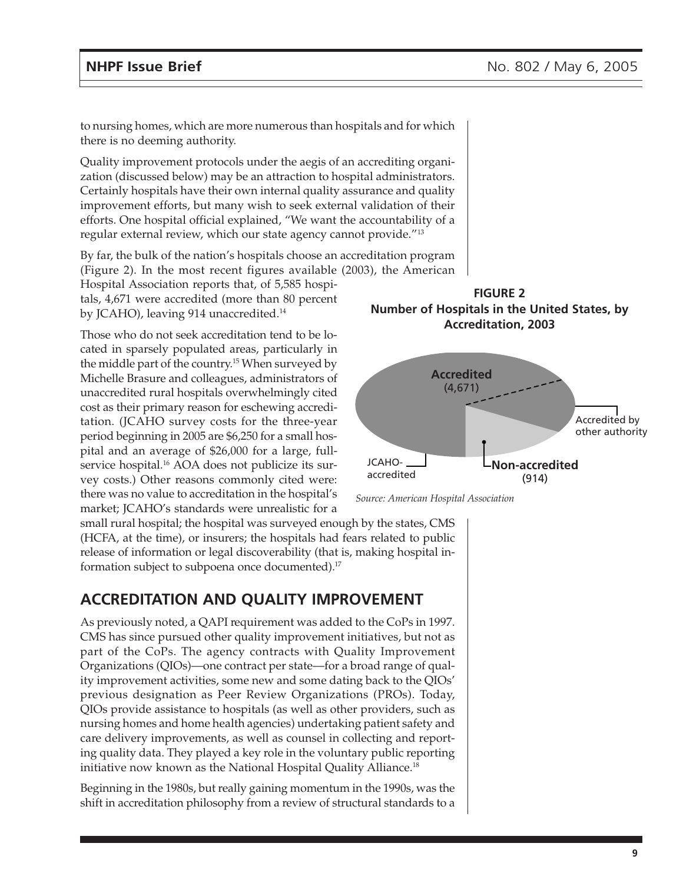to nursing homes, which are more numerous than hospitals and for which there is no deeming authority.

Quality improvement protocols under the aegis of an accrediting organization (discussed below) may be an attraction to hospital administrators. Certainly hospitals have their own internal quality assurance and quality improvement efforts, but many wish to seek external validation of their efforts. One hospital official explained, "We want the accountability of a regular external review, which our state agency cannot provide."[13]

By far, the bulk of the nation's hospitals choose an accreditation program (Figure 2). In the most recent figures available (2003), the American Hospital Association reports that, of 5,585 hospitals, 4,671 were accredited (more than 80 percent by JCAHO), leaving 914 unaccredited.[14]

Those who do not seek accreditation tend to be located in sparsely populated areas, particularly in the middle part of the country.[15] When surveyed by Michelle Brasure and colleagues, administrators of unaccredited rural hospitals overwhelmingly cited cost as their primary reason for eschewing accreditation. (JCAHO survey costs for the three-year period beginning in 2005 are $6,250 for a small hospital and an average of $26,000 for a large, full-service hospital.[16] AOA does not publicize its survey costs.) Other reasons commonly cited were: there was no value to accreditation in the hospital's market; JCAHO's standards were unrealistic for a small rural hospital; the hospital was surveyed enough by the states, CMS (HCFA, at the time), or insurers; the hospitals had fears related to public release of information or legal discoverability (that is, making hospital information subject to subpoena once documented).[17]

**FIGURE 2**
**Number of Hospitals in the United States, by Accreditation, 2003**

Accredited (4,671); JCAHO-accredited; Accredited by other authority; Non-accredited (914)

*Source: American Hospital Association*

## ACCREDITATION AND QUALITY IMPROVEMENT

As previously noted, a QAPI requirement was added to the CoPs in 1997. CMS has since pursued other quality improvement initiatives, but not as part of the CoPs. The agency contracts with Quality Improvement Organizations (QIOs)—one contract per state—for a broad range of quality improvement activities, some new and some dating back to the QIOs' previous designation as Peer Review Organizations (PROs). Today, QIOs provide assistance to hospitals (as well as other providers, such as nursing homes and home health agencies) undertaking patient safety and care delivery improvements, as well as counsel in collecting and reporting quality data. They played a key role in the voluntary public reporting initiative now known as the National Hospital Quality Alliance.[18]

Beginning in the 1980s, but really gaining momentum in the 1990s, was the shift in accreditation philosophy from a review of structural standards to a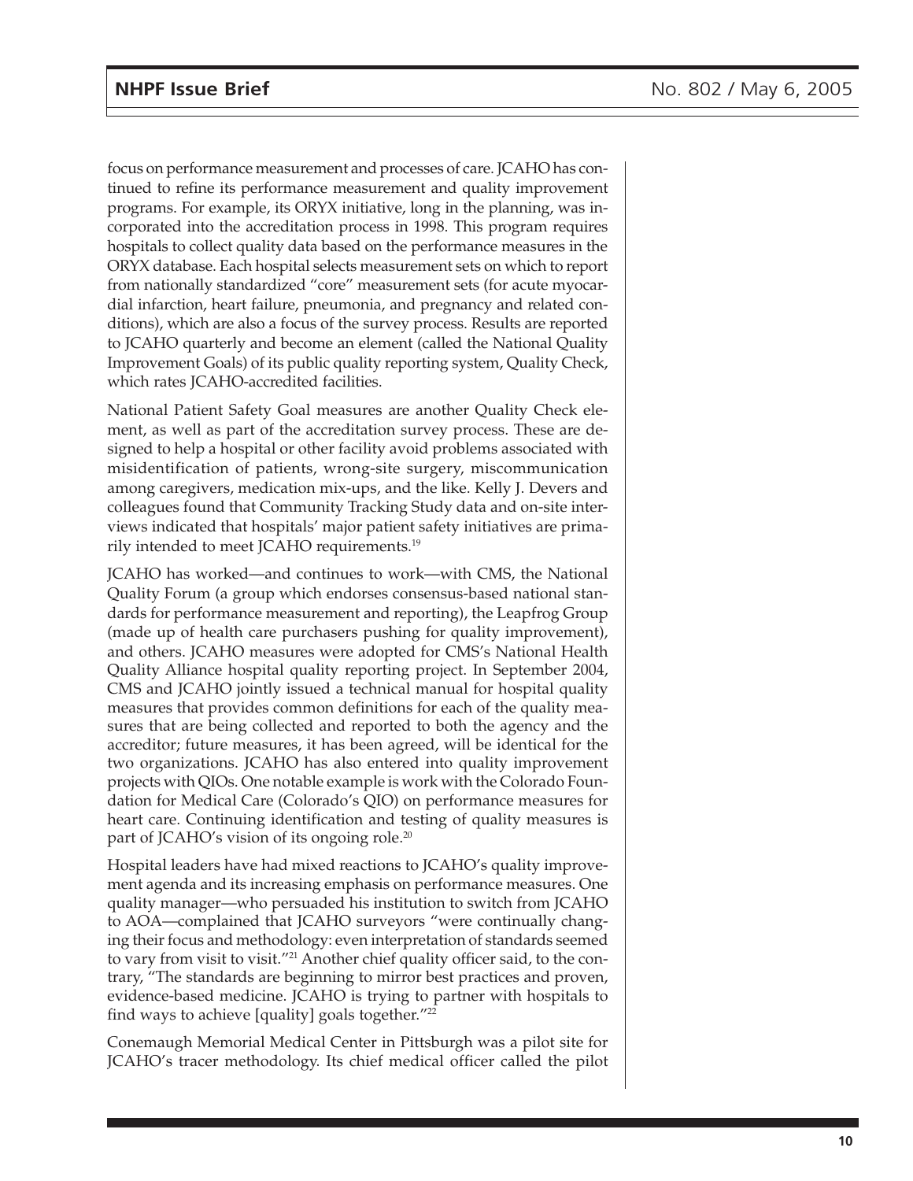focus on performance measurement and processes of care. JCAHO has continued to refine its performance measurement and quality improvement programs. For example, its ORYX initiative, long in the planning, was incorporated into the accreditation process in 1998. This program requires hospitals to collect quality data based on the performance measures in the ORYX database. Each hospital selects measurement sets on which to report from nationally standardized "core" measurement sets (for acute myocardial infarction, heart failure, pneumonia, and pregnancy and related conditions), which are also a focus of the survey process. Results are reported to JCAHO quarterly and become an element (called the National Quality Improvement Goals) of its public quality reporting system, Quality Check, which rates JCAHO-accredited facilities.

National Patient Safety Goal measures are another Quality Check element, as well as part of the accreditation survey process. These are designed to help a hospital or other facility avoid problems associated with misidentification of patients, wrong-site surgery, miscommunication among caregivers, medication mix-ups, and the like. Kelly J. Devers and colleagues found that Community Tracking Study data and on-site interviews indicated that hospitals' major patient safety initiatives are primarily intended to meet JCAHO requirements.[19]

JCAHO has worked—and continues to work—with CMS, the National Quality Forum (a group which endorses consensus-based national standards for performance measurement and reporting), the Leapfrog Group (made up of health care purchasers pushing for quality improvement), and others. JCAHO measures were adopted for CMS's National Health Quality Alliance hospital quality reporting project. In September 2004, CMS and JCAHO jointly issued a technical manual for hospital quality measures that provides common definitions for each of the quality measures that are being collected and reported to both the agency and the accreditor; future measures, it has been agreed, will be identical for the two organizations. JCAHO has also entered into quality improvement projects with QIOs. One notable example is work with the Colorado Foundation for Medical Care (Colorado's QIO) on performance measures for heart care. Continuing identification and testing of quality measures is part of JCAHO's vision of its ongoing role.[20]

Hospital leaders have had mixed reactions to JCAHO's quality improvement agenda and its increasing emphasis on performance measures. One quality manager—who persuaded his institution to switch from JCAHO to AOA—complained that JCAHO surveyors "were continually changing their focus and methodology: even interpretation of standards seemed to vary from visit to visit."[21] Another chief quality officer said, to the contrary, "The standards are beginning to mirror best practices and proven, evidence-based medicine. JCAHO is trying to partner with hospitals to find ways to achieve [quality] goals together."[22]

Conemaugh Memorial Medical Center in Pittsburgh was a pilot site for JCAHO's tracer methodology. Its chief medical officer called the pilot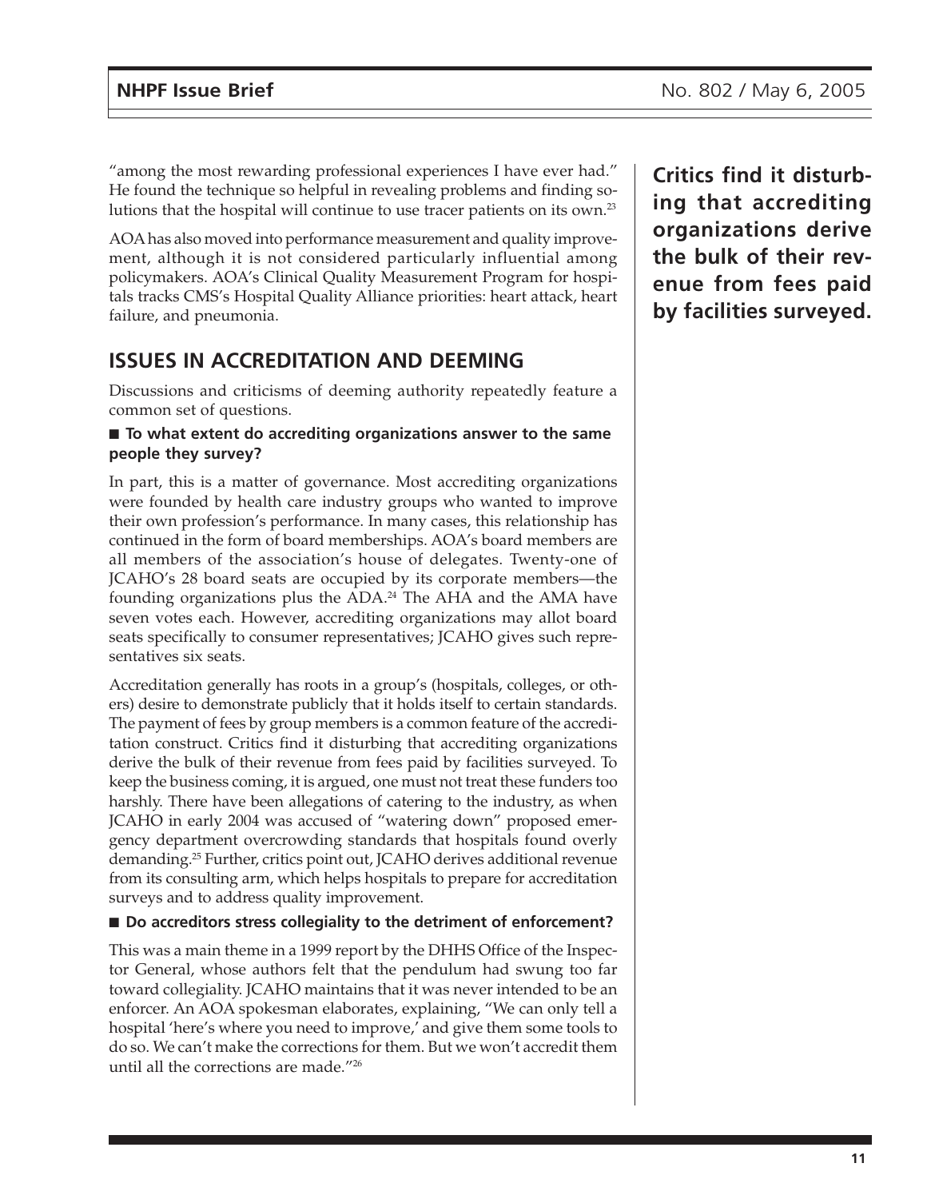"among the most rewarding professional experiences I have ever had." He found the technique so helpful in revealing problems and finding solutions that the hospital will continue to use tracer patients on its own.[23]

AOA has also moved into performance measurement and quality improvement, although it is not considered particularly influential among policymakers. AOA's Clinical Quality Measurement Program for hospitals tracks CMS's Hospital Quality Alliance priorities: heart attack, heart failure, and pneumonia.

**Critics find it disturbing that accrediting organizations derive the bulk of their revenue from fees paid by facilities surveyed.**

## ISSUES IN ACCREDITATION AND DEEMING

Discussions and criticisms of deeming authority repeatedly feature a common set of questions.

- **To what extent do accrediting organizations answer to the same people they survey?**

In part, this is a matter of governance. Most accrediting organizations were founded by health care industry groups who wanted to improve their own profession's performance. In many cases, this relationship has continued in the form of board memberships. AOA's board members are all members of the association's house of delegates. Twenty-one of JCAHO's 28 board seats are occupied by its corporate members—the founding organizations plus the ADA.[24] The AHA and the AMA have seven votes each. However, accrediting organizations may allot board seats specifically to consumer representatives; JCAHO gives such representatives six seats.

Accreditation generally has roots in a group's (hospitals, colleges, or others) desire to demonstrate publicly that it holds itself to certain standards. The payment of fees by group members is a common feature of the accreditation construct. Critics find it disturbing that accrediting organizations derive the bulk of their revenue from fees paid by facilities surveyed. To keep the business coming, it is argued, one must not treat these funders too harshly. There have been allegations of catering to the industry, as when JCAHO in early 2004 was accused of "watering down" proposed emergency department overcrowding standards that hospitals found overly demanding.[25] Further, critics point out, JCAHO derives additional revenue from its consulting arm, which helps hospitals to prepare for accreditation surveys and to address quality improvement.

- **Do accreditors stress collegiality to the detriment of enforcement?**

This was a main theme in a 1999 report by the DHHS Office of the Inspector General, whose authors felt that the pendulum had swung too far toward collegiality. JCAHO maintains that it was never intended to be an enforcer. An AOA spokesman elaborates, explaining, "We can only tell a hospital 'here's where you need to improve,' and give them some tools to do so. We can't make the corrections for them. But we won't accredit them until all the corrections are made."[26]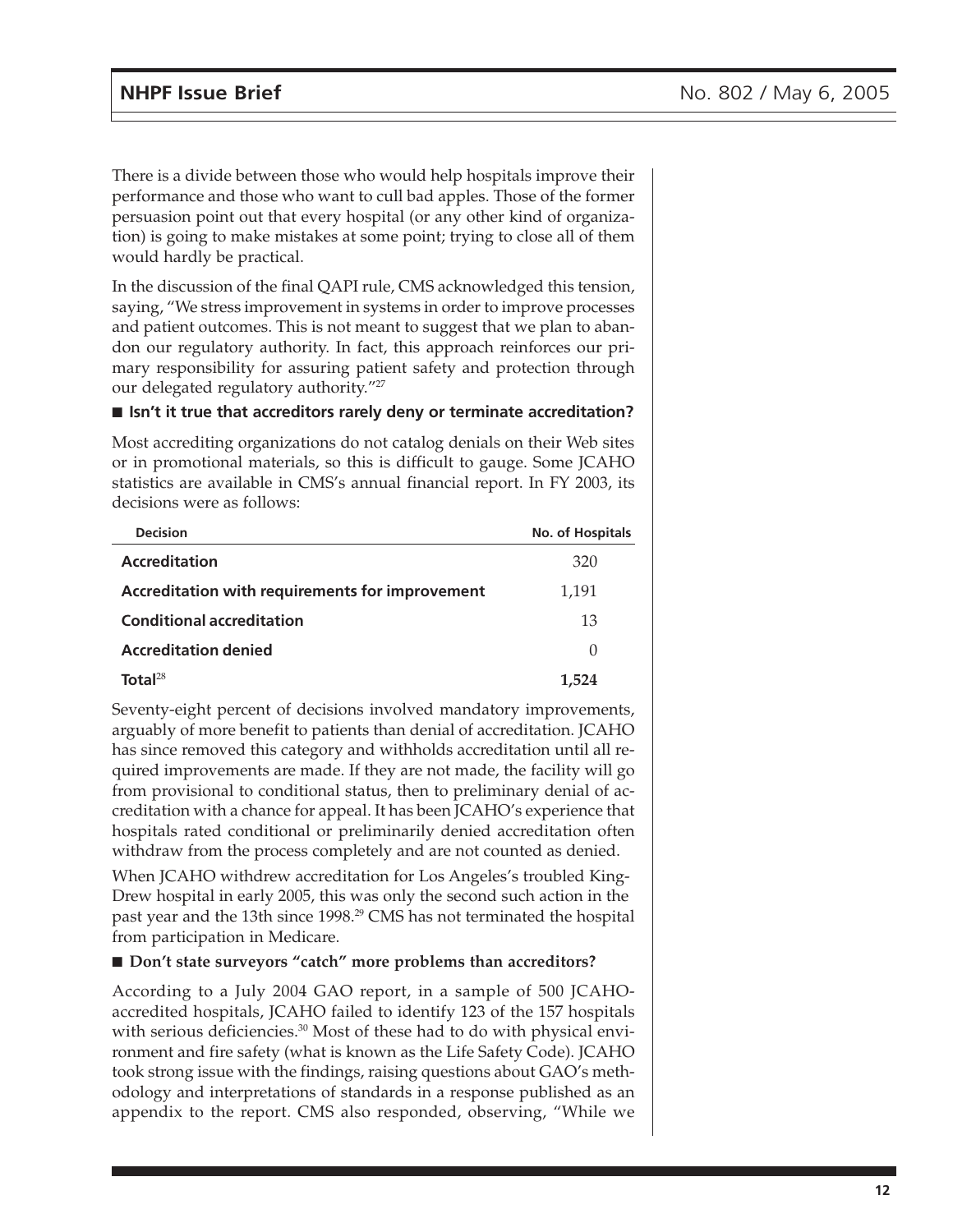There is a divide between those who would help hospitals improve their performance and those who want to cull bad apples. Those of the former persuasion point out that every hospital (or any other kind of organization) is going to make mistakes at some point; trying to close all of them would hardly be practical.

In the discussion of the final QAPI rule, CMS acknowledged this tension, saying, "We stress improvement in systems in order to improve processes and patient outcomes. This is not meant to suggest that we plan to abandon our regulatory authority. In fact, this approach reinforces our primary responsibility for assuring patient safety and protection through our delegated regulatory authority."[27]

### ■ Isn't it true that accreditors rarely deny or terminate accreditation?

Most accrediting organizations do not catalog denials on their Web sites or in promotional materials, so this is difficult to gauge. Some JCAHO statistics are available in CMS's annual financial report. In FY 2003, its decisions were as follows:

| Decision | No. of Hospitals |
|---|---|
| **Accreditation** | 320 |
| **Accreditation with requirements for improvement** | 1,191 |
| **Conditional accreditation** | 13 |
| **Accreditation denied** | 0 |
| **Total**[28] | **1,524** |

Seventy-eight percent of decisions involved mandatory improvements, arguably of more benefit to patients than denial of accreditation. JCAHO has since removed this category and withholds accreditation until all required improvements are made. If they are not made, the facility will go from provisional to conditional status, then to preliminary denial of accreditation with a chance for appeal. It has been JCAHO's experience that hospitals rated conditional or preliminarily denied accreditation often withdraw from the process completely and are not counted as denied.

When JCAHO withdrew accreditation for Los Angeles's troubled King-Drew hospital in early 2005, this was only the second such action in the past year and the 13th since 1998.[29] CMS has not terminated the hospital from participation in Medicare.

### ■ Don't state surveyors "catch" more problems than accreditors?

According to a July 2004 GAO report, in a sample of 500 JCAHO-accredited hospitals, JCAHO failed to identify 123 of the 157 hospitals with serious deficiencies.[30] Most of these had to do with physical environment and fire safety (what is known as the Life Safety Code). JCAHO took strong issue with the findings, raising questions about GAO's methodology and interpretations of standards in a response published as an appendix to the report. CMS also responded, observing, "While we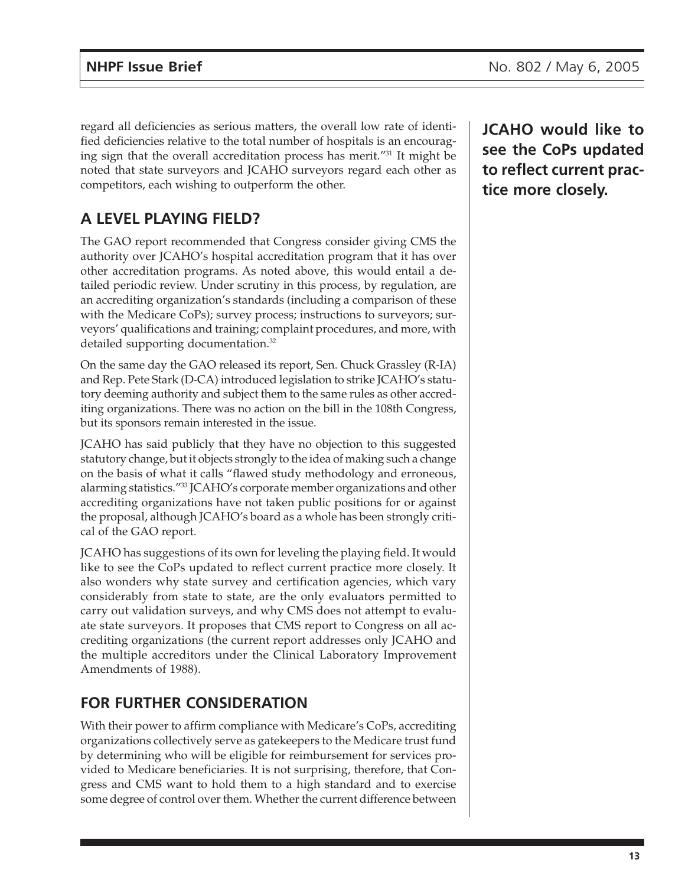regard all deficiencies as serious matters, the overall low rate of identified deficiencies relative to the total number of hospitals is an encouraging sign that the overall accreditation process has merit."[31] It might be noted that state surveyors and JCAHO surveyors regard each other as competitors, each wishing to outperform the other.

**JCAHO would like to see the CoPs updated to reflect current practice more closely.**

## A LEVEL PLAYING FIELD?

The GAO report recommended that Congress consider giving CMS the authority over JCAHO's hospital accreditation program that it has over other accreditation programs. As noted above, this would entail a detailed periodic review. Under scrutiny in this process, by regulation, are an accrediting organization's standards (including a comparison of these with the Medicare CoPs); survey process; instructions to surveyors; surveyors' qualifications and training; complaint procedures, and more, with detailed supporting documentation.[32]

On the same day the GAO released its report, Sen. Chuck Grassley (R-IA) and Rep. Pete Stark (D-CA) introduced legislation to strike JCAHO's statutory deeming authority and subject them to the same rules as other accrediting organizations. There was no action on the bill in the 108th Congress, but its sponsors remain interested in the issue.

JCAHO has said publicly that they have no objection to this suggested statutory change, but it objects strongly to the idea of making such a change on the basis of what it calls "flawed study methodology and erroneous, alarming statistics."[33] JCAHO's corporate member organizations and other accrediting organizations have not taken public positions for or against the proposal, although JCAHO's board as a whole has been strongly critical of the GAO report.

JCAHO has suggestions of its own for leveling the playing field. It would like to see the CoPs updated to reflect current practice more closely. It also wonders why state survey and certification agencies, which vary considerably from state to state, are the only evaluators permitted to carry out validation surveys, and why CMS does not attempt to evaluate state surveyors. It proposes that CMS report to Congress on all accrediting organizations (the current report addresses only JCAHO and the multiple accreditors under the Clinical Laboratory Improvement Amendments of 1988).

## FOR FURTHER CONSIDERATION

With their power to affirm compliance with Medicare's CoPs, accrediting organizations collectively serve as gatekeepers to the Medicare trust fund by determining who will be eligible for reimbursement for services provided to Medicare beneficiaries. It is not surprising, therefore, that Congress and CMS want to hold them to a high standard and to exercise some degree of control over them. Whether the current difference between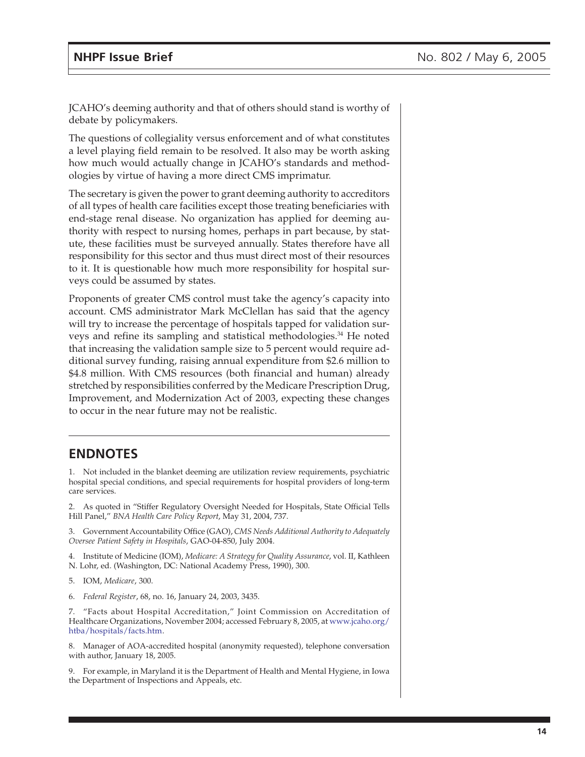JCAHO's deeming authority and that of others should stand is worthy of debate by policymakers.

The questions of collegiality versus enforcement and of what constitutes a level playing field remain to be resolved. It also may be worth asking how much would actually change in JCAHO's standards and methodologies by virtue of having a more direct CMS imprimatur.

The secretary is given the power to grant deeming authority to accreditors of all types of health care facilities except those treating beneficiaries with end-stage renal disease. No organization has applied for deeming authority with respect to nursing homes, perhaps in part because, by statute, these facilities must be surveyed annually. States therefore have all responsibility for this sector and thus must direct most of their resources to it. It is questionable how much more responsibility for hospital surveys could be assumed by states.

Proponents of greater CMS control must take the agency's capacity into account. CMS administrator Mark McClellan has said that the agency will try to increase the percentage of hospitals tapped for validation surveys and refine its sampling and statistical methodologies.[34] He noted that increasing the validation sample size to 5 percent would require additional survey funding, raising annual expenditure from $2.6 million to $4.8 million. With CMS resources (both financial and human) already stretched by responsibilities conferred by the Medicare Prescription Drug, Improvement, and Modernization Act of 2003, expecting these changes to occur in the near future may not be realistic.

## ENDNOTES

1. Not included in the blanket deeming are utilization review requirements, psychiatric hospital special conditions, and special requirements for hospital providers of long-term care services.

2. As quoted in "Stiffer Regulatory Oversight Needed for Hospitals, State Official Tells Hill Panel," *BNA Health Care Policy Report*, May 31, 2004, 737.

3. Government Accountability Office (GAO), *CMS Needs Additional Authority to Adequately Oversee Patient Safety in Hospitals*, GAO-04-850, July 2004.

4. Institute of Medicine (IOM), *Medicare: A Strategy for Quality Assurance*, vol. II, Kathleen N. Lohr, ed. (Washington, DC: National Academy Press, 1990), 300.

5. IOM, *Medicare*, 300.

6. *Federal Register*, 68, no. 16, January 24, 2003, 3435.

7. "Facts about Hospital Accreditation," Joint Commission on Accreditation of Healthcare Organizations, November 2004; accessed February 8, 2005, at www.jcaho.org/htba/hospitals/facts.htm.

8. Manager of AOA-accredited hospital (anonymity requested), telephone conversation with author, January 18, 2005.

9. For example, in Maryland it is the Department of Health and Mental Hygiene, in Iowa the Department of Inspections and Appeals, etc.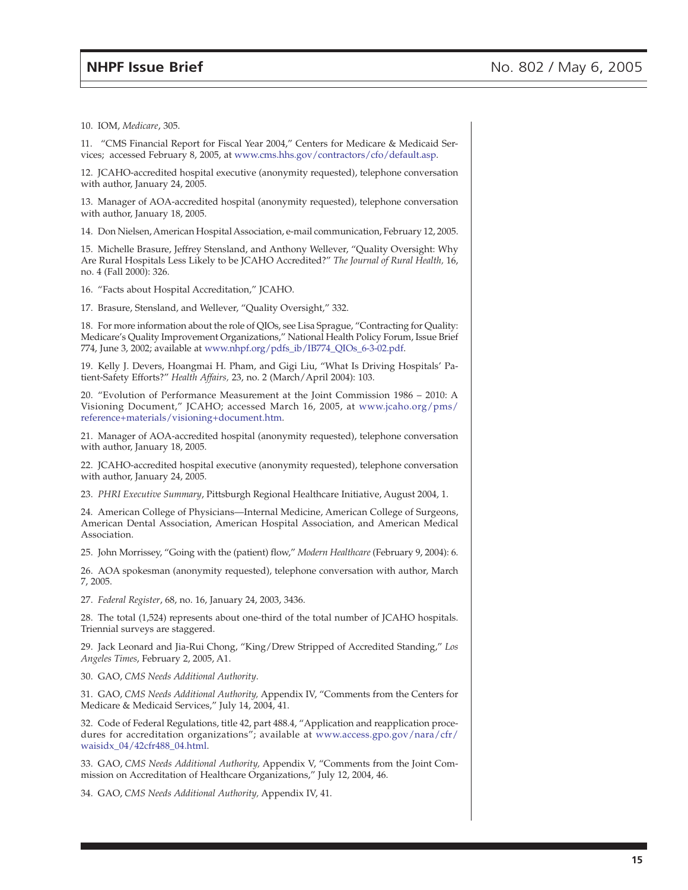10. IOM, *Medicare*, 305.

11. "CMS Financial Report for Fiscal Year 2004," Centers for Medicare & Medicaid Services; accessed February 8, 2005, at www.cms.hhs.gov/contractors/cfo/default.asp.

12. JCAHO-accredited hospital executive (anonymity requested), telephone conversation with author, January 24, 2005.

13. Manager of AOA-accredited hospital (anonymity requested), telephone conversation with author, January 18, 2005.

14. Don Nielsen, American Hospital Association, e-mail communication, February 12, 2005.

15. Michelle Brasure, Jeffrey Stensland, and Anthony Wellever, "Quality Oversight: Why Are Rural Hospitals Less Likely to be JCAHO Accredited?" *The Journal of Rural Health,* 16, no. 4 (Fall 2000): 326.

16. "Facts about Hospital Accreditation," JCAHO.

17. Brasure, Stensland, and Wellever, "Quality Oversight," 332.

18. For more information about the role of QIOs, see Lisa Sprague, "Contracting for Quality: Medicare's Quality Improvement Organizations," National Health Policy Forum, Issue Brief 774, June 3, 2002; available at www.nhpf.org/pdfs_ib/IB774_QIOs_6-3-02.pdf.

19. Kelly J. Devers, Hoangmai H. Pham, and Gigi Liu, "What Is Driving Hospitals' Patient-Safety Efforts?" *Health Affairs,* 23, no. 2 (March/April 2004): 103.

20. "Evolution of Performance Measurement at the Joint Commission 1986 – 2010: A Visioning Document," JCAHO; accessed March 16, 2005, at www.jcaho.org/pms/reference+materials/visioning+document.htm.

21. Manager of AOA-accredited hospital (anonymity requested), telephone conversation with author, January 18, 2005.

22. JCAHO-accredited hospital executive (anonymity requested), telephone conversation with author, January 24, 2005.

23. *PHRI Executive Summary*, Pittsburgh Regional Healthcare Initiative, August 2004, 1.

24. American College of Physicians—Internal Medicine, American College of Surgeons, American Dental Association, American Hospital Association, and American Medical Association.

25. John Morrissey, "Going with the (patient) flow," *Modern Healthcare* (February 9, 2004): 6.

26. AOA spokesman (anonymity requested), telephone conversation with author, March 7, 2005.

27. *Federal Register*, 68, no. 16, January 24, 2003, 3436.

28. The total (1,524) represents about one-third of the total number of JCAHO hospitals. Triennial surveys are staggered.

29. Jack Leonard and Jia-Rui Chong, "King/Drew Stripped of Accredited Standing," *Los Angeles Times*, February 2, 2005, A1.

30. GAO, *CMS Needs Additional Authority*.

31. GAO, *CMS Needs Additional Authority,* Appendix IV, "Comments from the Centers for Medicare & Medicaid Services," July 14, 2004, 41.

32. Code of Federal Regulations, title 42, part 488.4, "Application and reapplication procedures for accreditation organizations"; available at www.access.gpo.gov/nara/cfr/waisidx_04/42cfr488_04.html.

33. GAO, *CMS Needs Additional Authority,* Appendix V, "Comments from the Joint Commission on Accreditation of Healthcare Organizations," July 12, 2004, 46.

34. GAO, *CMS Needs Additional Authority,* Appendix IV, 41.